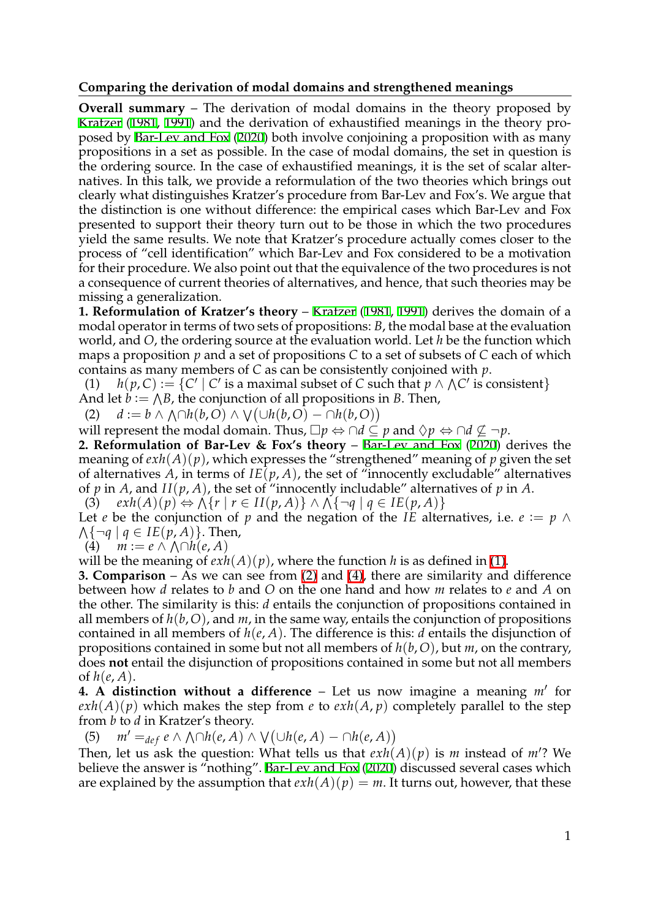## Comparing the derivation of modal domains and strengthened meanings

**Overall summary** – The derivation of modal domains in the theory proposed by Kratzer (1981, 1991) and the derivation of exhaustified meanings in the theory proposed by Bar-Lev and Fox (2020) both involve conjoining a proposition with as many propositions in a set as possible. In the case of modal domains, the set in question is the ordering source. In the case of exhaustified meanings, it is the set of scalar alternatives. In this talk, we provide a reformulation of the two theories which brings out clearly what distinguishes Kratzer's procedure from Bar-Lev and Fox's. We argue that the distinction is one without difference: the empirical cases which Bar-Lev and Fox presented to support their theory turn out to be those in which the two procedures yield the same results. We note that Kratzer's procedure actually comes closer to the process of "cell identification" which Bar-Lev and Fox considered to be a motivation for their procedure. We also point out that the equivalence of the two procedures is not a consequence of current theories of alternatives, and hence, that such theories may be missing a generalization.

**1. Reformulation of Kratzer's theory** – Kratzer (1981, 1991) derives the domain of a modal operator in terms of two sets of propositions: $B$, the modal base at the evaluation world, and $O$, the ordering source at the evaluation world. Let $h$ be the function which maps a proposition $p$ and a set of propositions $C$ to a set of subsets of $C$ each of which contains as many members of $C$ as can be consistently conjoined with $p$.

(1) $h(p, C) := \{C' \mid C' \text{ is a maximal subset of } C \text{ such that } p \wedge \bigwedge C' \text{ is consistent}\}$

And let $b := \bigwedge B$, the conjunction of all propositions in $B$. Then,

(2) $d := b \wedge \bigwedge \cap h(b, O) \wedge \bigvee\big(\cup h(b, O) - \cap h(b, O)\big)$

will represent the modal domain. Thus, $\Box p \Leftrightarrow \cap d \subseteq p$ and $\Diamond p \Leftrightarrow \cap d \not\subseteq \neg p$.

**2. Reformulation of Bar-Lev & Fox's theory** – Bar-Lev and Fox (2020) derives the meaning of $exh(A)(p)$, which expresses the "strengthened" meaning of $p$ given the set of alternatives $A$, in terms of $IE(p, A)$, the set of "innocently excludable" alternatives of $p$ in $A$, and $II(p, A)$, the set of "innocently includable" alternatives of $p$ in $A$.

(3) $exh(A)(p) \Leftrightarrow \bigwedge\{r \mid r \in II(p, A)\} \wedge \bigwedge\{\neg q \mid q \in IE(p, A)\}$

Let $e$ be the conjunction of $p$ and the negation of the $IE$ alternatives, i.e. $e := p \wedge \bigwedge\{\neg q \mid q \in IE(p, A)\}$. Then,

(4) $m := e \wedge \bigwedge \cap h(e, A)$

will be the meaning of $exh(A)(p)$, where the function $h$ is as defined in (1).

**3. Comparison** – As we can see from (2) and (4), there are similarity and difference between how $d$ relates to $b$ and $O$ on the one hand and how $m$ relates to $e$ and $A$ on the other. The similarity is this: $d$ entails the conjunction of propositions contained in all members of $h(b, O)$, and $m$, in the same way, entails the conjunction of propositions contained in all members of $h(e, A)$. The difference is this: $d$ entails the disjunction of propositions contained in some but not all members of $h(b, O)$, but $m$, on the contrary, does **not** entail the disjunction of propositions contained in some but not all members of $h(e, A)$.

**4. A distinction without a difference** – Let us now imagine a meaning $m'$ for $exh(A)(p)$ which makes the step from $e$ to $exh(A, p)$ completely parallel to the step from $b$ to $d$ in Kratzer's theory.

(5) $m' =_{def} e \wedge \bigwedge \cap h(e, A) \wedge \bigvee\big(\cup h(e, A) - \cap h(e, A)\big)$

Then, let us ask the question: What tells us that $exh(A)(p)$ is $m$ instead of $m'$? We believe the answer is "nothing". Bar-Lev and Fox (2020) discussed several cases which are explained by the assumption that $exh(A)(p) = m$. It turns out, however, that these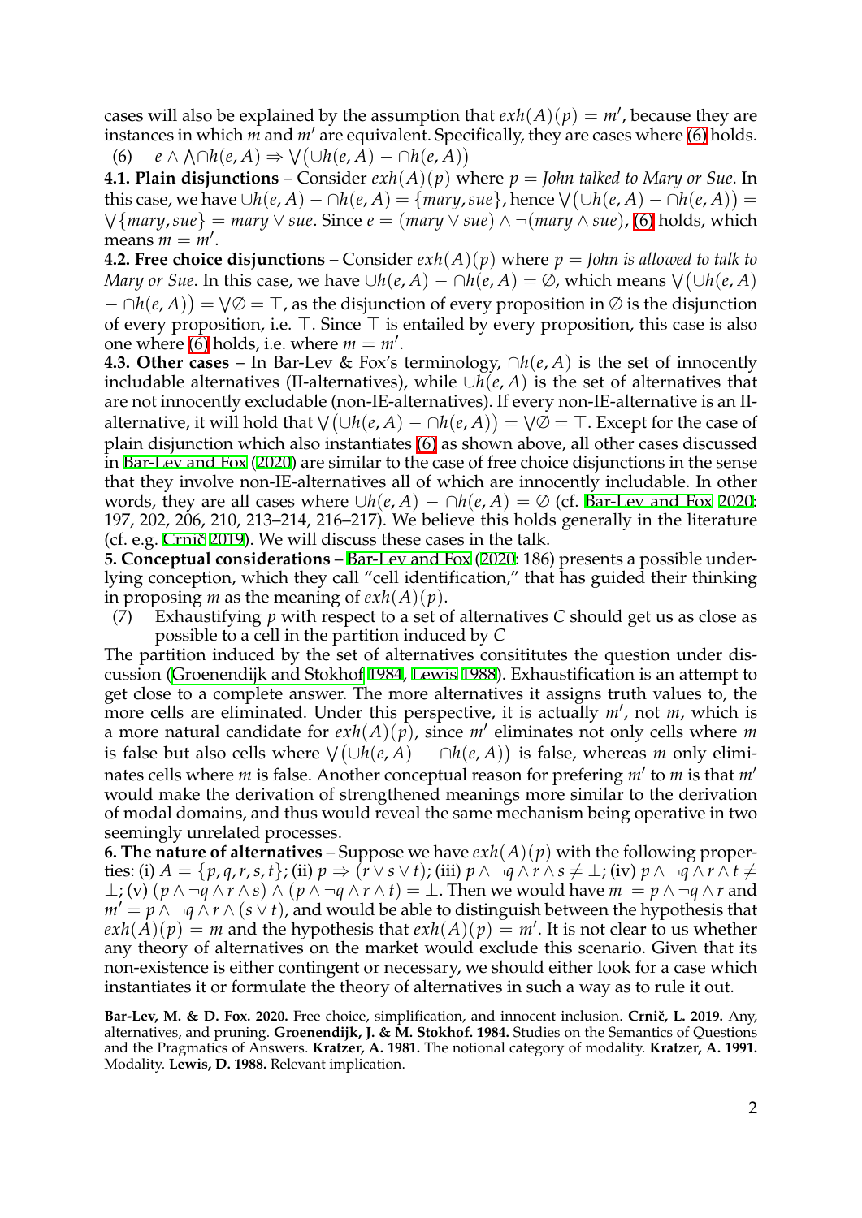cases will also be explained by the assumption that $exh(A)(p) = m'$, because they are instances in which $m$ and $m'$ are equivalent. Specifically, they are cases where (6) holds.

(6) $e \wedge \bigwedge \cap h(e, A) \Rightarrow \bigvee \big( \cup h(e, A) - \cap h(e, A) \big)$

**4.1. Plain disjunctions** – Consider $exh(A)(p)$ where $p =$ *John talked to Mary or Sue*. In this case, we have $\cup h(e, A) - \cap h(e, A) = \{mary, sue\}$, hence $\bigvee \big( \cup h(e, A) - \cap h(e, A) \big) = \bigvee \{mary, sue\} = mary \vee sue$. Since $e = (mary \vee sue) \wedge \neg(mary \wedge sue)$, (6) holds, which means $m = m'$.

**4.2. Free choice disjunctions** – Consider $exh(A)(p)$ where $p =$ *John is allowed to talk to Mary or Sue*. In this case, we have $\cup h(e, A) - \cap h(e, A) = \emptyset$, which means $\bigvee \big( \cup h(e, A) - \cap h(e, A) \big) = \bigvee \emptyset = \top$, as the disjunction of every proposition in $\emptyset$ is the disjunction of every proposition, i.e. $\top$. Since $\top$ is entailed by every proposition, this case is also one where (6) holds, i.e. where $m = m'$.

**4.3. Other cases** – In Bar-Lev & Fox's terminology, $\cap h(e, A)$ is the set of innocently includable alternatives (II-alternatives), while $\cup h(e, A)$ is the set of alternatives that are not innocently excludable (non-IE-alternatives). If every non-IE-alternative is an II-alternative, it will hold that $\bigvee \big( \cup h(e, A) - \cap h(e, A) \big) = \bigvee \emptyset = \top$. Except for the case of plain disjunction which also instantiates (6) as shown above, all other cases discussed in Bar-Lev and Fox (2020) are similar to the case of free choice disjunctions in the sense that they involve non-IE-alternatives all of which are innocently includable. In other words, they are all cases where $\cup h(e, A) - \cap h(e, A) = \emptyset$ (cf. Bar-Lev and Fox 2020: 197, 202, 206, 210, 213–214, 216–217). We believe this holds generally in the literature (cf. e.g. Crnič 2019). We will discuss these cases in the talk.

**5. Conceptual considerations** – Bar-Lev and Fox (2020: 186) presents a possible underlying conception, which they call "cell identification," that has guided their thinking in proposing $m$ as the meaning of $exh(A)(p)$.

(7) Exhaustifying $p$ with respect to a set of alternatives $C$ should get us as close as possible to a cell in the partition induced by $C$

The partition induced by the set of alternatives consititutes the question under discussion (Groenendijk and Stokhof 1984, Lewis 1988). Exhaustification is an attempt to get close to a complete answer. The more alternatives it assigns truth values to, the more cells are eliminated. Under this perspective, it is actually $m'$, not $m$, which is a more natural candidate for $exh(A)(p)$, since $m'$ eliminates not only cells where $m$ is false but also cells where $\bigvee \big( \cup h(e, A) - \cap h(e, A) \big)$ is false, whereas $m$ only eliminates cells where $m$ is false. Another conceptual reason for prefering $m'$ to $m$ is that $m'$ would make the derivation of strengthened meanings more similar to the derivation of modal domains, and thus would reveal the same mechanism being operative in two seemingly unrelated processes.

**6. The nature of alternatives** – Suppose we have $exh(A)(p)$ with the following properties: (i) $A = \{p, q, r, s, t\}$; (ii) $p \Rightarrow (r \vee s \vee t)$; (iii) $p \wedge \neg q \wedge r \wedge s \neq \bot$; (iv) $p \wedge \neg q \wedge r \wedge t \neq \bot$; (v) $(p \wedge \neg q \wedge r \wedge s) \wedge (p \wedge \neg q \wedge r \wedge t) = \bot$. Then we would have $m = p \wedge \neg q \wedge r$ and $m' = p \wedge \neg q \wedge r \wedge (s \vee t)$, and would be able to distinguish between the hypothesis that $exh(A)(p) = m$ and the hypothesis that $exh(A)(p) = m'$. It is not clear to us whether any theory of alternatives on the market would exclude this scenario. Given that its non-existence is either contingent or necessary, we should either look for a case which instantiates it or formulate the theory of alternatives in such a way as to rule it out.

**Bar-Lev, M. & D. Fox. 2020.** Free choice, simplification, and innocent inclusion. **Crnič, L. 2019.** Any, alternatives, and pruning. **Groenendijk, J. & M. Stokhof. 1984.** Studies on the Semantics of Questions and the Pragmatics of Answers. **Kratzer, A. 1981.** The notional category of modality. **Kratzer, A. 1991.** Modality. **Lewis, D. 1988.** Relevant implication.